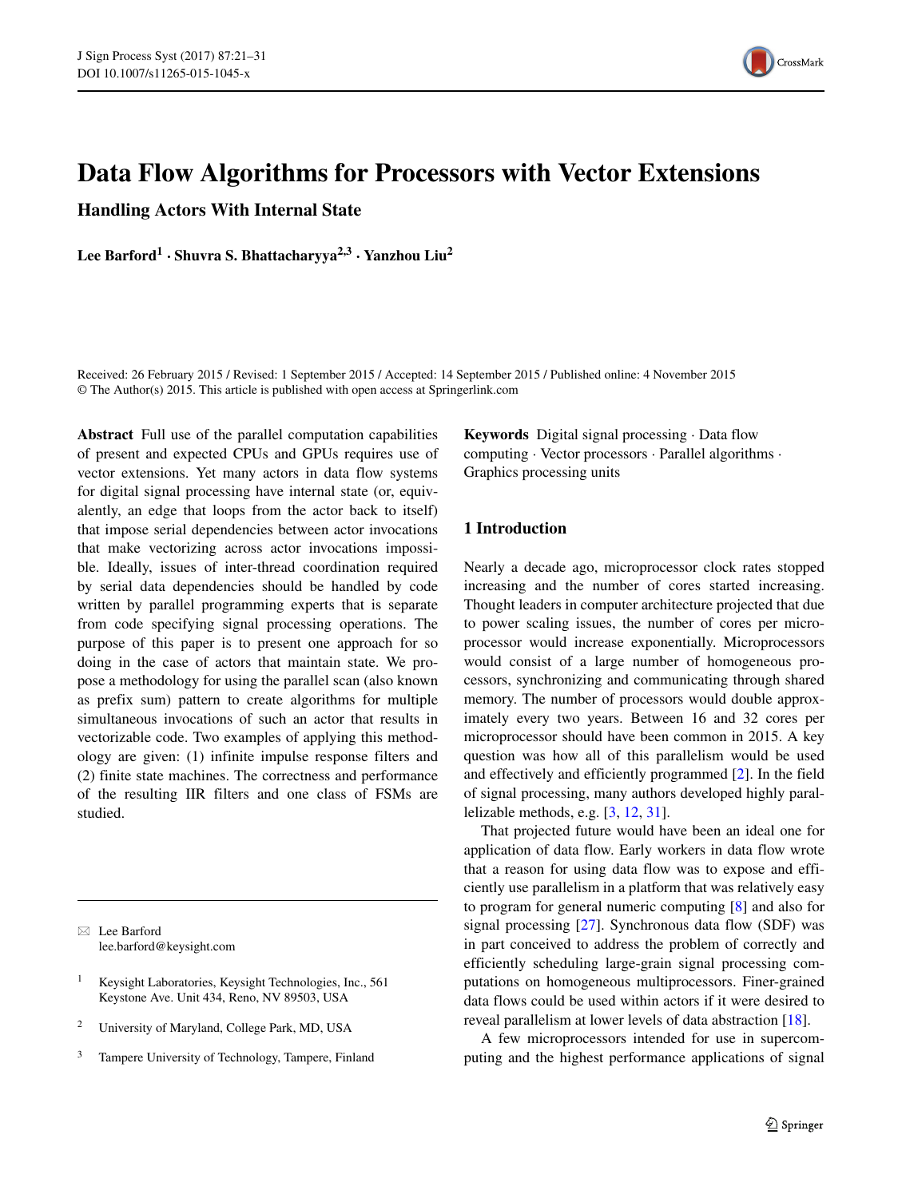# Data Flow Algorithms for Processors with Vector Extensions

## Handling Actors With Internal State

**Lee Barford**[1] · **Shuvra S. Bhattacharyya**[2,3] · **Yanzhou Liu**[2]

Received: 26 February 2015 / Revised: 1 September 2015 / Accepted: 14 September 2015 / Published online: 4 November 2015
© The Author(s) 2015. This article is published with open access at Springerlink.com

**Abstract** Full use of the parallel computation capabilities of present and expected CPUs and GPUs requires use of vector extensions. Yet many actors in data flow systems for digital signal processing have internal state (or, equivalently, an edge that loops from the actor back to itself) that impose serial dependencies between actor invocations that make vectorizing across actor invocations impossible. Ideally, issues of inter-thread coordination required by serial data dependencies should be handled by code written by parallel programming experts that is separate from code specifying signal processing operations. The purpose of this paper is to present one approach for so doing in the case of actors that maintain state. We propose a methodology for using the parallel scan (also known as prefix sum) pattern to create algorithms for multiple simultaneous invocations of such an actor that results in vectorizable code. Two examples of applying this methodology are given: (1) infinite impulse response filters and (2) finite state machines. The correctness and performance of the resulting IIR filters and one class of FSMs are studied.

**Keywords** Digital signal processing · Data flow computing · Vector processors · Parallel algorithms · Graphics processing units

✉ Lee Barford
lee.barford@keysight.com

[1] Keysight Laboratories, Keysight Technologies, Inc., 561 Keystone Ave. Unit 434, Reno, NV 89503, USA

[2] University of Maryland, College Park, MD, USA

[3] Tampere University of Technology, Tampere, Finland

## 1 Introduction

Nearly a decade ago, microprocessor clock rates stopped increasing and the number of cores started increasing. Thought leaders in computer architecture projected that due to power scaling issues, the number of cores per microprocessor would increase exponentially. Microprocessors would consist of a large number of homogeneous processors, synchronizing and communicating through shared memory. The number of processors would double approximately every two years. Between 16 and 32 cores per microprocessor should have been common in 2015. A key question was how all of this parallelism would be used and effectively and efficiently programmed [2]. In the field of signal processing, many authors developed highly parallelizable methods, e.g. [3, 12, 31].

That projected future would have been an ideal one for application of data flow. Early workers in data flow wrote that a reason for using data flow was to expose and efficiently use parallelism in a platform that was relatively easy to program for general numeric computing [8] and also for signal processing [27]. Synchronous data flow (SDF) was in part conceived to address the problem of correctly and efficiently scheduling large-grain signal processing computations on homogeneous multiprocessors. Finer-grained data flows could be used within actors if it were desired to reveal parallelism at lower levels of data abstraction [18].

A few microprocessors intended for use in supercomputing and the highest performance applications of signal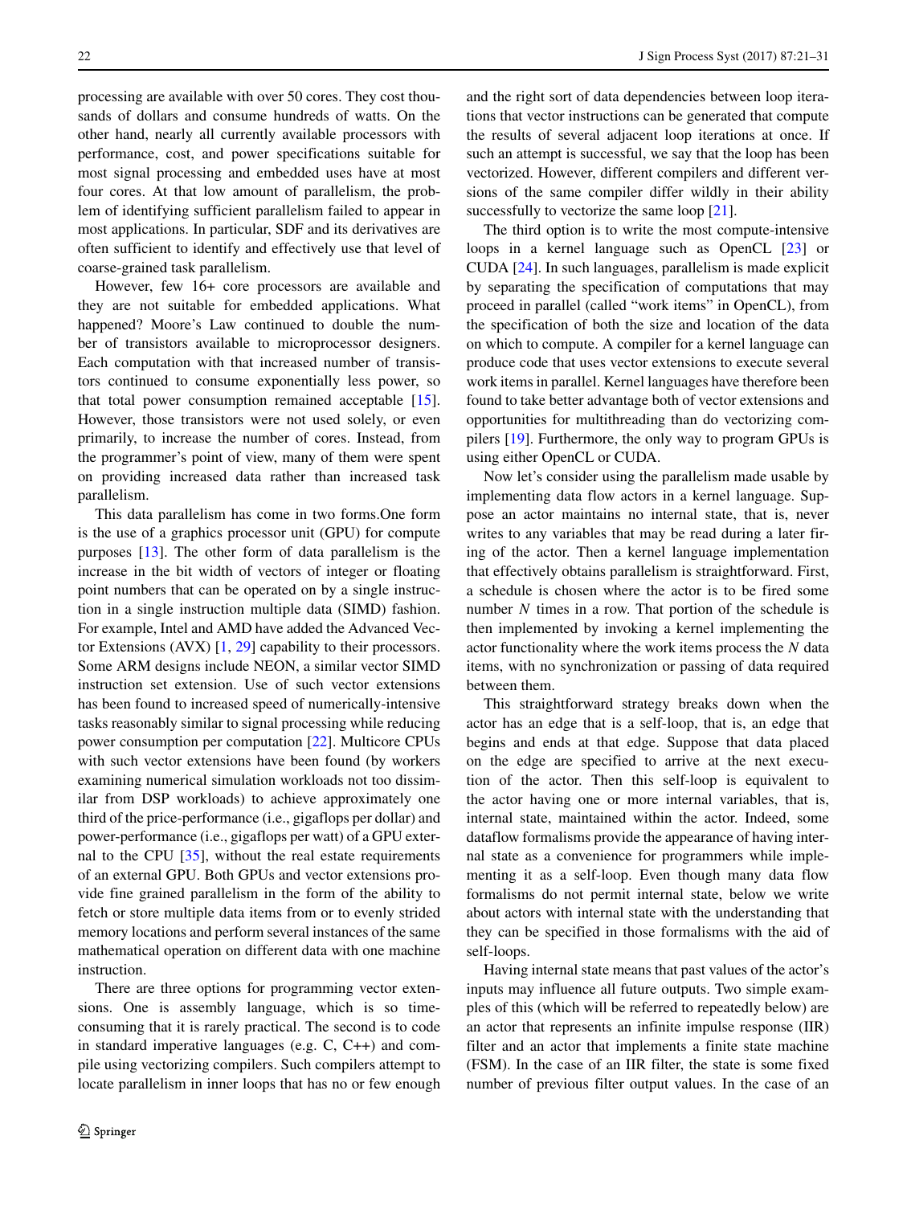processing are available with over 50 cores. They cost thousands of dollars and consume hundreds of watts. On the other hand, nearly all currently available processors with performance, cost, and power specifications suitable for most signal processing and embedded uses have at most four cores. At that low amount of parallelism, the problem of identifying sufficient parallelism failed to appear in most applications. In particular, SDF and its derivatives are often sufficient to identify and effectively use that level of coarse-grained task parallelism.

However, few 16+ core processors are available and they are not suitable for embedded applications. What happened? Moore's Law continued to double the number of transistors available to microprocessor designers. Each computation with that increased number of transistors continued to consume exponentially less power, so that total power consumption remained acceptable [15]. However, those transistors were not used solely, or even primarily, to increase the number of cores. Instead, from the programmer's point of view, many of them were spent on providing increased data rather than increased task parallelism.

This data parallelism has come in two forms.One form is the use of a graphics processor unit (GPU) for compute purposes [13]. The other form of data parallelism is the increase in the bit width of vectors of integer or floating point numbers that can be operated on by a single instruction in a single instruction multiple data (SIMD) fashion. For example, Intel and AMD have added the Advanced Vector Extensions (AVX) [1, 29] capability to their processors. Some ARM designs include NEON, a similar vector SIMD instruction set extension. Use of such vector extensions has been found to increased speed of numerically-intensive tasks reasonably similar to signal processing while reducing power consumption per computation [22]. Multicore CPUs with such vector extensions have been found (by workers examining numerical simulation workloads not too dissimilar from DSP workloads) to achieve approximately one third of the price-performance (i.e., gigaflops per dollar) and power-performance (i.e., gigaflops per watt) of a GPU external to the CPU [35], without the real estate requirements of an external GPU. Both GPUs and vector extensions provide fine grained parallelism in the form of the ability to fetch or store multiple data items from or to evenly strided memory locations and perform several instances of the same mathematical operation on different data with one machine instruction.

There are three options for programming vector extensions. One is assembly language, which is so time-consuming that it is rarely practical. The second is to code in standard imperative languages (e.g. C, C++) and compile using vectorizing compilers. Such compilers attempt to locate parallelism in inner loops that has no or few enough and the right sort of data dependencies between loop iterations that vector instructions can be generated that compute the results of several adjacent loop iterations at once. If such an attempt is successful, we say that the loop has been vectorized. However, different compilers and different versions of the same compiler differ wildly in their ability successfully to vectorize the same loop [21].

The third option is to write the most compute-intensive loops in a kernel language such as OpenCL [23] or CUDA [24]. In such languages, parallelism is made explicit by separating the specification of computations that may proceed in parallel (called "work items" in OpenCL), from the specification of both the size and location of the data on which to compute. A compiler for a kernel language can produce code that uses vector extensions to execute several work items in parallel. Kernel languages have therefore been found to take better advantage both of vector extensions and opportunities for multithreading than do vectorizing compilers [19]. Furthermore, the only way to program GPUs is using either OpenCL or CUDA.

Now let's consider using the parallelism made usable by implementing data flow actors in a kernel language. Suppose an actor maintains no internal state, that is, never writes to any variables that may be read during a later firing of the actor. Then a kernel language implementation that effectively obtains parallelism is straightforward. First, a schedule is chosen where the actor is to be fired some number $N$ times in a row. That portion of the schedule is then implemented by invoking a kernel implementing the actor functionality where the work items process the $N$ data items, with no synchronization or passing of data required between them.

This straightforward strategy breaks down when the actor has an edge that is a self-loop, that is, an edge that begins and ends at that edge. Suppose that data placed on the edge are specified to arrive at the next execution of the actor. Then this self-loop is equivalent to the actor having one or more internal variables, that is, internal state, maintained within the actor. Indeed, some dataflow formalisms provide the appearance of having internal state as a convenience for programmers while implementing it as a self-loop. Even though many data flow formalisms do not permit internal state, below we write about actors with internal state with the understanding that they can be specified in those formalisms with the aid of self-loops.

Having internal state means that past values of the actor's inputs may influence all future outputs. Two simple examples of this (which will be referred to repeatedly below) are an actor that represents an infinite impulse response (IIR) filter and an actor that implements a finite state machine (FSM). In the case of an IIR filter, the state is some fixed number of previous filter output values. In the case of an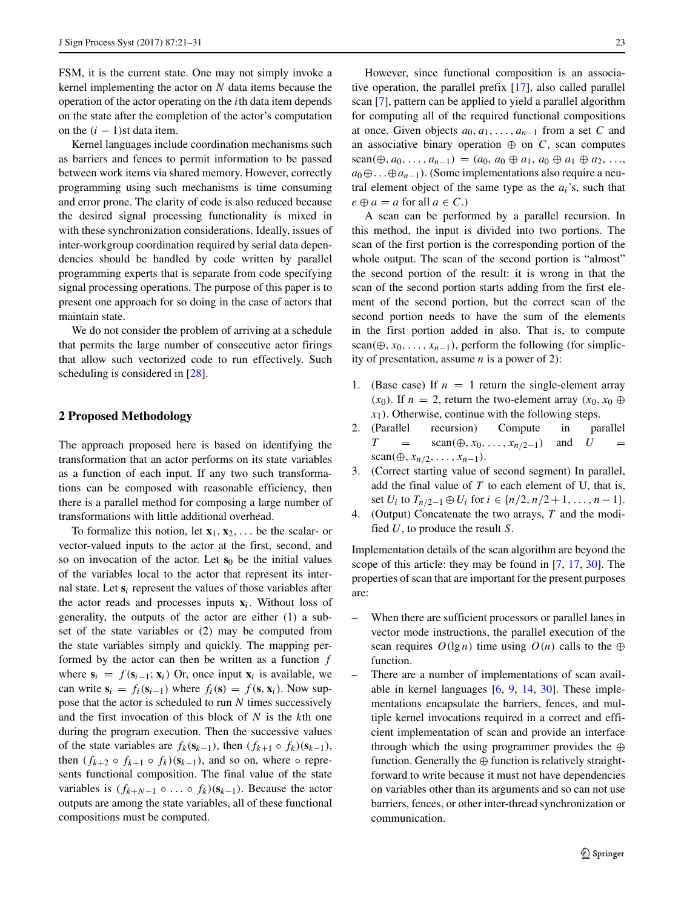FSM, it is the current state. One may not simply invoke a kernel implementing the actor on $N$ data items because the operation of the actor operating on the $i$th data item depends on the state after the completion of the actor's computation on the $(i-1)$st data item.

Kernel languages include coordination mechanisms such as barriers and fences to permit information to be passed between work items via shared memory. However, correctly programming using such mechanisms is time consuming and error prone. The clarity of code is also reduced because the desired signal processing functionality is mixed in with these synchronization considerations. Ideally, issues of inter-workgroup coordination required by serial data dependencies should be handled by code written by parallel programming experts that is separate from code specifying signal processing operations. The purpose of this paper is to present one approach for so doing in the case of actors that maintain state.

We do not consider the problem of arriving at a schedule that permits the large number of consecutive actor firings that allow such vectorized code to run effectively. Such scheduling is considered in [28].

## 2 Proposed Methodology

The approach proposed here is based on identifying the transformation that an actor performs on its state variables as a function of each input. If any two such transformations can be composed with reasonable efficiency, then there is a parallel method for composing a large number of transformations with little additional overhead.

To formalize this notion, let $\mathbf{x}_1, \mathbf{x}_2, \ldots$ be the scalar- or vector-valued inputs to the actor at the first, second, and so on invocation of the actor. Let $\mathbf{s}_0$ be the initial values of the variables local to the actor that represent its internal state. Let $\mathbf{s}_i$ represent the values of those variables after the actor reads and processes inputs $\mathbf{x}_i$. Without loss of generality, the outputs of the actor are either (1) a subset of the state variables or (2) may be computed from the state variables simply and quickly. The mapping performed by the actor can then be written as a function $f$ where $\mathbf{s}_i = f(\mathbf{s}_{i-1}; \mathbf{x}_i)$ Or, once input $\mathbf{x}_i$ is available, we can write $\mathbf{s}_i = f_i(\mathbf{s}_{i-1})$ where $f_i(\mathbf{s}) = f(\mathbf{s}, \mathbf{x}_i)$. Now suppose that the actor is scheduled to run $N$ times successively and the first invocation of this block of $N$ is the $k$th one during the program execution. Then the successive values of the state variables are $f_k(\mathbf{s}_{k-1})$, then $(f_{k+1} \circ f_k)(\mathbf{s}_{k-1})$, then $(f_{k+2} \circ f_{k+1} \circ f_k)(\mathbf{s}_{k-1})$, and so on, where $\circ$ represents functional composition. The final value of the state variables is $(f_{k+N-1} \circ \ldots \circ f_k)(\mathbf{s}_{k-1})$. Because the actor outputs are among the state variables, all of these functional compositions must be computed.

However, since functional composition is an associative operation, the parallel prefix [17], also called parallel scan [7], pattern can be applied to yield a parallel algorithm for computing all of the required functional compositions at once. Given objects $a_0, a_1, \ldots, a_{n-1}$ from a set $C$ and an associative binary operation $\oplus$ on $C$, scan computes $\text{scan}(\oplus, a_0, \ldots, a_{n-1}) = (a_0,\ a_0 \oplus a_1,\ a_0 \oplus a_1 \oplus a_2, \ldots, a_0 \oplus \ldots \oplus a_{n-1})$. (Some implementations also require a neutral element object of the same type as the $a_i$'s, such that $e \oplus a = a$ for all $a \in C$.)

A scan can be performed by a parallel recursion. In this method, the input is divided into two portions. The scan of the first portion is the corresponding portion of the whole output. The scan of the second portion is "almost" the second portion of the result: it is wrong in that the scan of the second portion starts adding from the first element of the second portion, but the correct scan of the second portion needs to have the sum of the elements in the first portion added in also. That is, to compute $\text{scan}(\oplus, x_0, \ldots, x_{n-1})$, perform the following (for simplicity of presentation, assume $n$ is a power of 2):

1. (Base case) If $n = 1$ return the single-element array $(x_0)$. If $n = 2$, return the two-element array $(x_0, x_0 \oplus x_1)$. Otherwise, continue with the following steps.
2. (Parallel recursion) Compute in parallel $T = \text{scan}(\oplus, x_0, \ldots, x_{n/2-1})$ and $U = \text{scan}(\oplus, x_{n/2}, \ldots, x_{n-1})$.
3. (Correct starting value of second segment) In parallel, add the final value of $T$ to each element of U, that is, set $U_i$ to $T_{n/2-1} \oplus U_i$ for $i \in \{n/2, n/2+1, \ldots, n-1\}$.
4. (Output) Concatenate the two arrays, $T$ and the modified $U$, to produce the result $S$.

Implementation details of the scan algorithm are beyond the scope of this article: they may be found in [7, 17, 30]. The properties of scan that are important for the present purposes are:

- When there are sufficient processors or parallel lanes in vector mode instructions, the parallel execution of the scan requires $O(\lg n)$ time using $O(n)$ calls to the $\oplus$ function.
- There are a number of implementations of scan available in kernel languages [6, 9, 14, 30]. These implementations encapsulate the barriers, fences, and multiple kernel invocations required in a correct and efficient implementation of scan and provide an interface through which the using programmer provides the $\oplus$ function. Generally the $\oplus$ function is relatively straightforward to write because it must not have dependencies on variables other than its arguments and so can not use barriers, fences, or other inter-thread synchronization or communication.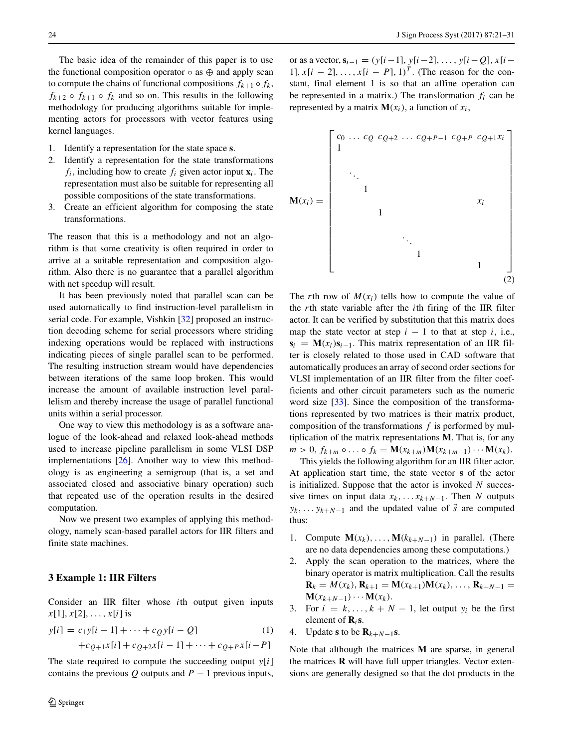The basic idea of the remainder of this paper is to use the functional composition operator $\circ$ as $\oplus$ and apply scan to compute the chains of functional compositions $f_{k+1} \circ f_k$, $f_{k+2} \circ f_{k+1} \circ f_k$ and so on. This results in the following methodology for producing algorithms suitable for implementing actors for processors with vector features using kernel languages.

1. Identify a representation for the state space $\mathbf{s}$.
2. Identify a representation for the state transformations $f_i$, including how to create $f_i$ given actor input $\mathbf{x}_i$. The representation must also be suitable for representing all possible compositions of the state transformations.
3. Create an efficient algorithm for composing the state transformations.

The reason that this is a methodology and not an algorithm is that some creativity is often required in order to arrive at a suitable representation and composition algorithm. Also there is no guarantee that a parallel algorithm with net speedup will result.

It has been previously noted that parallel scan can be used automatically to find instruction-level parallelism in serial code. For example, Vishkin [32] proposed an instruction decoding scheme for serial processors where striding indexing operations would be replaced with instructions indicating pieces of single parallel scan to be performed. The resulting instruction stream would have dependencies between iterations of the same loop broken. This would increase the amount of available instruction level parallelism and thereby increase the usage of parallel functional units within a serial processor.

One way to view this methodology is as a software analogue of the look-ahead and relaxed look-ahead methods used to increase pipeline parallelism in some VLSI DSP implementations [26]. Another way to view this methodology is as engineering a semigroup (that is, a set and associated closed and associative binary operation) such that repeated use of the operation results in the desired computation.

Now we present two examples of applying this methodology, namely scan-based parallel actors for IIR filters and finite state machines.

## 3 Example 1: IIR Filters

Consider an IIR filter whose $i$th output given inputs $x[1], x[2], \ldots, x[i]$ is

$$y[i] = c_1 y[i-1] + \cdots + c_Q y[i-Q] \\ + c_{Q+1} x[i] + c_{Q+2} x[i-1] + \cdots + c_{Q+P} x[i-P] \tag{1}$$

The state required to compute the succeeding output $y[i]$ contains the previous $Q$ outputs and $P-1$ previous inputs, or as a vector, $\mathbf{s}_{i-1} = (y[i-1], y[i-2], \ldots, y[i-Q], x[i-1], x[i-2], \ldots, x[i-P], 1)^T$. (The reason for the constant, final element 1 is so that an affine operation can be represented in a matrix.) The transformation $f_i$ can be represented by a matrix $\mathbf{M}(x_i)$, a function of $x_i$,

$$\mathbf{M}(x_i) = \begin{bmatrix} c_0 \ \ldots \ c_Q & c_{Q+2} \ \ldots \ c_{Q+P-1} & c_{Q+P} & c_{Q+1}x_i \\ 1 & & & \\ \ddots & & & \\ \quad 1 & & & \\ & & & x_i \\ & 1 & & \\ & \ddots & & \\ & \quad 1 & & \\ & & & 1 \end{bmatrix} \tag{2}$$

The $r$th row of $M(x_i)$ tells how to compute the value of the $r$th state variable after the $i$th firing of the IIR filter actor. It can be verified by substitution that this matrix does map the state vector at step $i-1$ to that at step $i$, i.e., $\mathbf{s}_i = \mathbf{M}(x_i)\mathbf{s}_{i-1}$. This matrix representation of an IIR filter is closely related to those used in CAD software that automatically produces an array of second order sections for VLSI implementation of an IIR filter from the filter coefficients and other circuit parameters such as the numeric word size [33]. Since the composition of the transformations represented by two matrices is their matrix product, composition of the transformations $f$ is performed by multiplication of the matrix representations $\mathbf{M}$. That is, for any $m > 0$, $f_{k+m} \circ \ldots \circ f_k = \mathbf{M}(x_{k+m})\mathbf{M}(x_{k+m-1}) \cdots \mathbf{M}(x_k)$.

This yields the following algorithm for an IIR filter actor. At application start time, the state vector $\mathbf{s}$ of the actor is initialized. Suppose that the actor is invoked $N$ successive times on input data $x_k, \ldots x_{k+N-1}$. Then $N$ outputs $y_k, \ldots y_{k+N-1}$ and the updated value of $\vec{s}$ are computed thus:

1. Compute $\mathbf{M}(x_k), \ldots, \mathbf{M}(k_{k+N-1})$ in parallel. (There are no data dependencies among these computations.)
2. Apply the scan operation to the matrices, where the binary operator is matrix multiplication. Call the results $\mathbf{R}_k = M(x_k), \mathbf{R}_{k+1} = \mathbf{M}(x_{k+1})\mathbf{M}(x_k), \ldots, \mathbf{R}_{k+N-1} = \mathbf{M}(x_{k+N-1}) \cdots \mathbf{M}(x_k)$.
3. For $i = k, \ldots, k+N-1$, let output $y_i$ be the first element of $\mathbf{R}_i\mathbf{s}$.
4. Update $\mathbf{s}$ to be $\mathbf{R}_{k+N-1}\mathbf{s}$.

Note that although the matrices $\mathbf{M}$ are sparse, in general the matrices $\mathbf{R}$ will have full upper triangles. Vector extensions are generally designed so that the dot products in the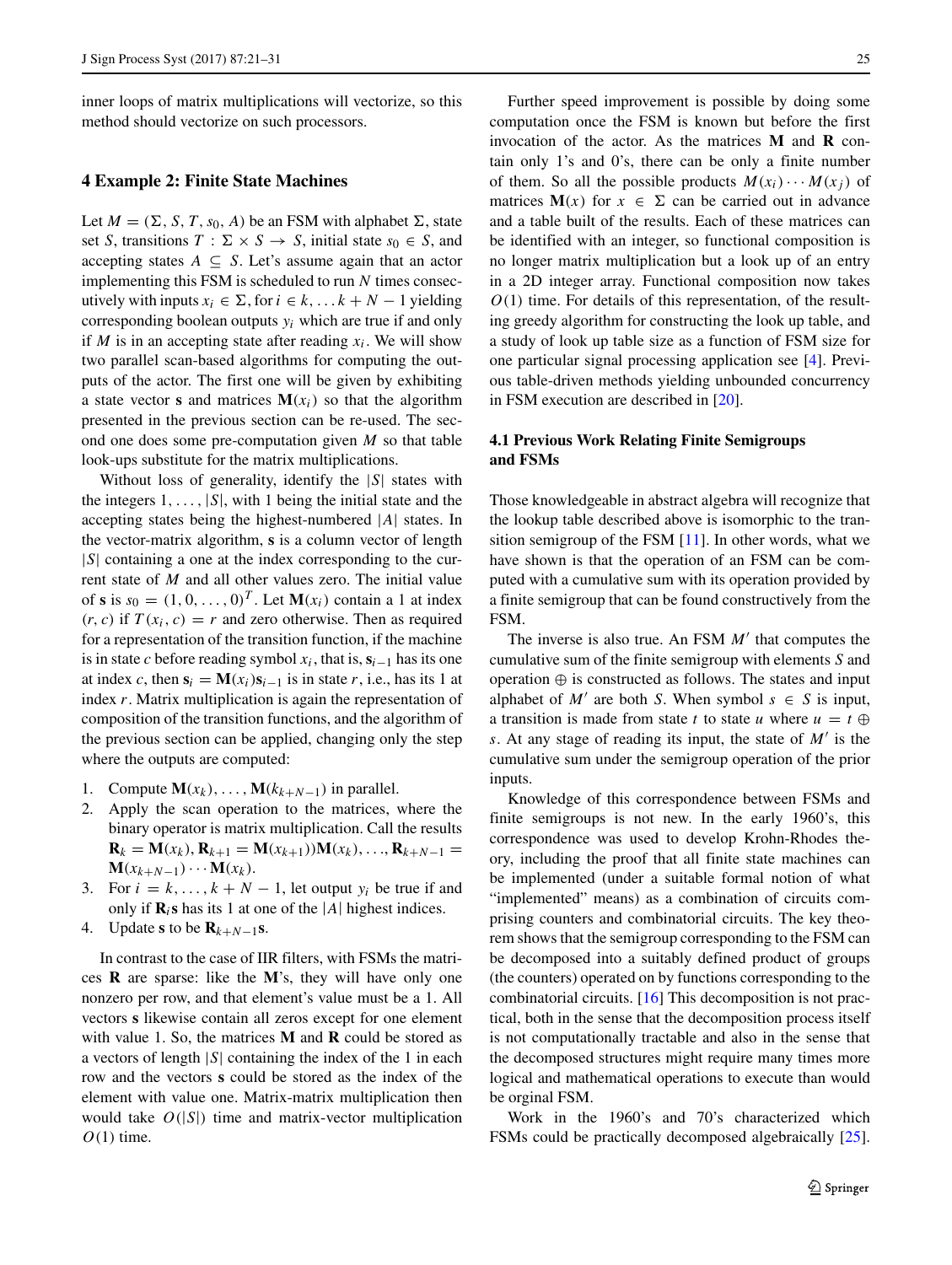inner loops of matrix multiplications will vectorize, so this method should vectorize on such processors.

## 4 Example 2: Finite State Machines

Let $M = (\Sigma, S, T, s_0, A)$ be an FSM with alphabet $\Sigma$, state set $S$, transitions $T : \Sigma \times S \rightarrow S$, initial state $s_0 \in S$, and accepting states $A \subseteq S$. Let's assume again that an actor implementing this FSM is scheduled to run $N$ times consecutively with inputs $x_i \in \Sigma$, for $i \in k, \ldots k + N - 1$ yielding corresponding boolean outputs $y_i$ which are true if and only if $M$ is in an accepting state after reading $x_i$. We will show two parallel scan-based algorithms for computing the outputs of the actor. The first one will be given by exhibiting a state vector $\mathbf{s}$ and matrices $\mathbf{M}(x_i)$ so that the algorithm presented in the previous section can be re-used. The second one does some pre-computation given $M$ so that table look-ups substitute for the matrix multiplications.

Without loss of generality, identify the $|S|$ states with the integers $1, \ldots, |S|$, with 1 being the initial state and the accepting states being the highest-numbered $|A|$ states. In the vector-matrix algorithm, $\mathbf{s}$ is a column vector of length $|S|$ containing a one at the index corresponding to the current state of $M$ and all other values zero. The initial value of $\mathbf{s}$ is $s_0 = (1, 0, \ldots, 0)^T$. Let $\mathbf{M}(x_i)$ contain a 1 at index $(r, c)$ if $T(x_i, c) = r$ and zero otherwise. Then as required for a representation of the transition function, if the machine is in state $c$ before reading symbol $x_i$, that is, $\mathbf{s}_{i-1}$ has its one at index $c$, then $\mathbf{s}_i = \mathbf{M}(x_i)\mathbf{s}_{i-1}$ is in state $r$, i.e., has its 1 at index $r$. Matrix multiplication is again the representation of composition of the transition functions, and the algorithm of the previous section can be applied, changing only the step where the outputs are computed:

1. Compute $\mathbf{M}(x_k), \ldots, \mathbf{M}(k_{k+N-1})$ in parallel.
2. Apply the scan operation to the matrices, where the binary operator is matrix multiplication. Call the results $\mathbf{R}_k = \mathbf{M}(x_k), \mathbf{R}_{k+1} = \mathbf{M}(x_{k+1}))\mathbf{M}(x_k), \ldots, \mathbf{R}_{k+N-1} = \mathbf{M}(x_{k+N-1}) \cdots \mathbf{M}(x_k)$.
3. For $i = k, \ldots, k + N - 1$, let output $y_i$ be true if and only if $\mathbf{R}_i\mathbf{s}$ has its 1 at one of the $|A|$ highest indices.
4. Update $\mathbf{s}$ to be $\mathbf{R}_{k+N-1}\mathbf{s}$.

In contrast to the case of IIR filters, with FSMs the matrices $\mathbf{R}$ are sparse: like the $\mathbf{M}$'s, they will have only one nonzero per row, and that element's value must be a 1. All vectors $\mathbf{s}$ likewise contain all zeros except for one element with value 1. So, the matrices $\mathbf{M}$ and $\mathbf{R}$ could be stored as a vectors of length $|S|$ containing the index of the 1 in each row and the vectors $\mathbf{s}$ could be stored as the index of the element with value one. Matrix-matrix multiplication then would take $O(|S|)$ time and matrix-vector multiplication $O(1)$ time.

Further speed improvement is possible by doing some computation once the FSM is known but before the first invocation of the actor. As the matrices $\mathbf{M}$ and $\mathbf{R}$ contain only 1's and 0's, there can be only a finite number of them. So all the possible products $M(x_i) \cdots M(x_j)$ of matrices $\mathbf{M}(x)$ for $x \in \Sigma$ can be carried out in advance and a table built of the results. Each of these matrices can be identified with an integer, so functional composition is no longer matrix multiplication but a look up of an entry in a 2D integer array. Functional composition now takes $O(1)$ time. For details of this representation, of the resulting greedy algorithm for constructing the look up table, and a study of look up table size as a function of FSM size for one particular signal processing application see [4]. Previous table-driven methods yielding unbounded concurrency in FSM execution are described in [20].

### 4.1 Previous Work Relating Finite Semigroups and FSMs

Those knowledgeable in abstract algebra will recognize that the lookup table described above is isomorphic to the transition semigroup of the FSM [11]. In other words, what we have shown is that the operation of an FSM can be computed with a cumulative sum with its operation provided by a finite semigroup that can be found constructively from the FSM.

The inverse is also true. An FSM $M'$ that computes the cumulative sum of the finite semigroup with elements $S$ and operation $\oplus$ is constructed as follows. The states and input alphabet of $M'$ are both $S$. When symbol $s \in S$ is input, a transition is made from state $t$ to state $u$ where $u = t \oplus s$. At any stage of reading its input, the state of $M'$ is the cumulative sum under the semigroup operation of the prior inputs.

Knowledge of this correspondence between FSMs and finite semigroups is not new. In the early 1960's, this correspondence was used to develop Krohn-Rhodes theory, including the proof that all finite state machines can be implemented (under a suitable formal notion of what "implemented" means) as a combination of circuits comprising counters and combinatorial circuits. The key theorem shows that the semigroup corresponding to the FSM can be decomposed into a suitably defined product of groups (the counters) operated on by functions corresponding to the combinatorial circuits. [16] This decomposition is not practical, both in the sense that the decomposition process itself is not computationally tractable and also in the sense that the decomposed structures might require many times more logical and mathematical operations to execute than would be orginal FSM.

Work in the 1960's and 70's characterized which FSMs could be practically decomposed algebraically [25].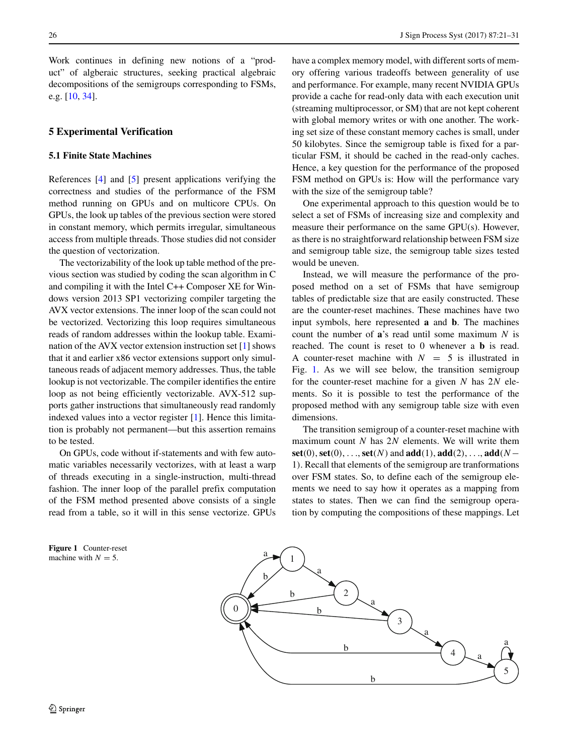Work continues in defining new notions of a "product" of algberaic structures, seeking practical algebraic decompositions of the semigroups corresponding to FSMs, e.g. [10, 34].

## 5 Experimental Verification

### 5.1 Finite State Machines

References [4] and [5] present applications verifying the correctness and studies of the performance of the FSM method running on GPUs and on multicore CPUs. On GPUs, the look up tables of the previous section were stored in constant memory, which permits irregular, simultaneous access from multiple threads. Those studies did not consider the question of vectorization.

The vectorizability of the look up table method of the previous section was studied by coding the scan algorithm in C and compiling it with the Intel C++ Composer XE for Windows version 2013 SP1 vectorizing compiler targeting the AVX vector extensions. The inner loop of the scan could not be vectorized. Vectorizing this loop requires simultaneous reads of random addresses within the lookup table. Examination of the AVX vector extension instruction set [1] shows that it and earlier x86 vector extensions support only simultaneous reads of adjacent memory addresses. Thus, the table lookup is not vectorizable. The compiler identifies the entire loop as not being efficiently vectorizable. AVX-512 supports gather instructions that simultaneously read randomly indexed values into a vector register [1]. Hence this limitation is probably not permanent—but this assertion remains to be tested.

On GPUs, code without if-statements and with few automatic variables necessarily vectorizes, with at least a warp of threads executing in a single-instruction, multi-thread fashion. The inner loop of the parallel prefix computation of the FSM method presented above consists of a single read from a table, so it will in this sense vectorize. GPUs have a complex memory model, with different sorts of memory offering various tradeoffs between generality of use and performance. For example, many recent NVIDIA GPUs provide a cache for read-only data with each execution unit (streaming multiprocessor, or SM) that are not kept coherent with global memory writes or with one another. The working set size of these constant memory caches is small, under 50 kilobytes. Since the semigroup table is fixed for a particular FSM, it should be cached in the read-only caches. Hence, a key question for the performance of the proposed FSM method on GPUs is: How will the performance vary with the size of the semigroup table?

One experimental approach to this question would be to select a set of FSMs of increasing size and complexity and measure their performance on the same GPU(s). However, as there is no straightforward relationship between FSM size and semigroup table size, the semigroup table sizes tested would be uneven.

Instead, we will measure the performance of the proposed method on a set of FSMs that have semigroup tables of predictable size that are easily constructed. These are the counter-reset machines. These machines have two input symbols, here represented **a** and **b**. The machines count the number of **a**'s read until some maximum $N$ is reached. The count is reset to 0 whenever a **b** is read. A counter-reset machine with $N = 5$ is illustrated in Fig. 1. As we will see below, the transition semigroup for the counter-reset machine for a given $N$ has $2N$ elements. So it is possible to test the performance of the proposed method with any semigroup table size with even dimensions.

The transition semigroup of a counter-reset machine with maximum count $N$ has $2N$ elements. We will write them $\mathbf{set}(0), \mathbf{set}(0), \ldots, \mathbf{set}(N)$ and $\mathbf{add}(1), \mathbf{add}(2), \ldots, \mathbf{add}(N-1)$. Recall that elements of the semigroup are tranformations over FSM states. So, to define each of the semigroup elements we need to say how it operates as a mapping from states to states. Then we can find the semigroup operation by computing the compositions of these mappings. Let

**Figure 1** Counter-reset machine with $N = 5$.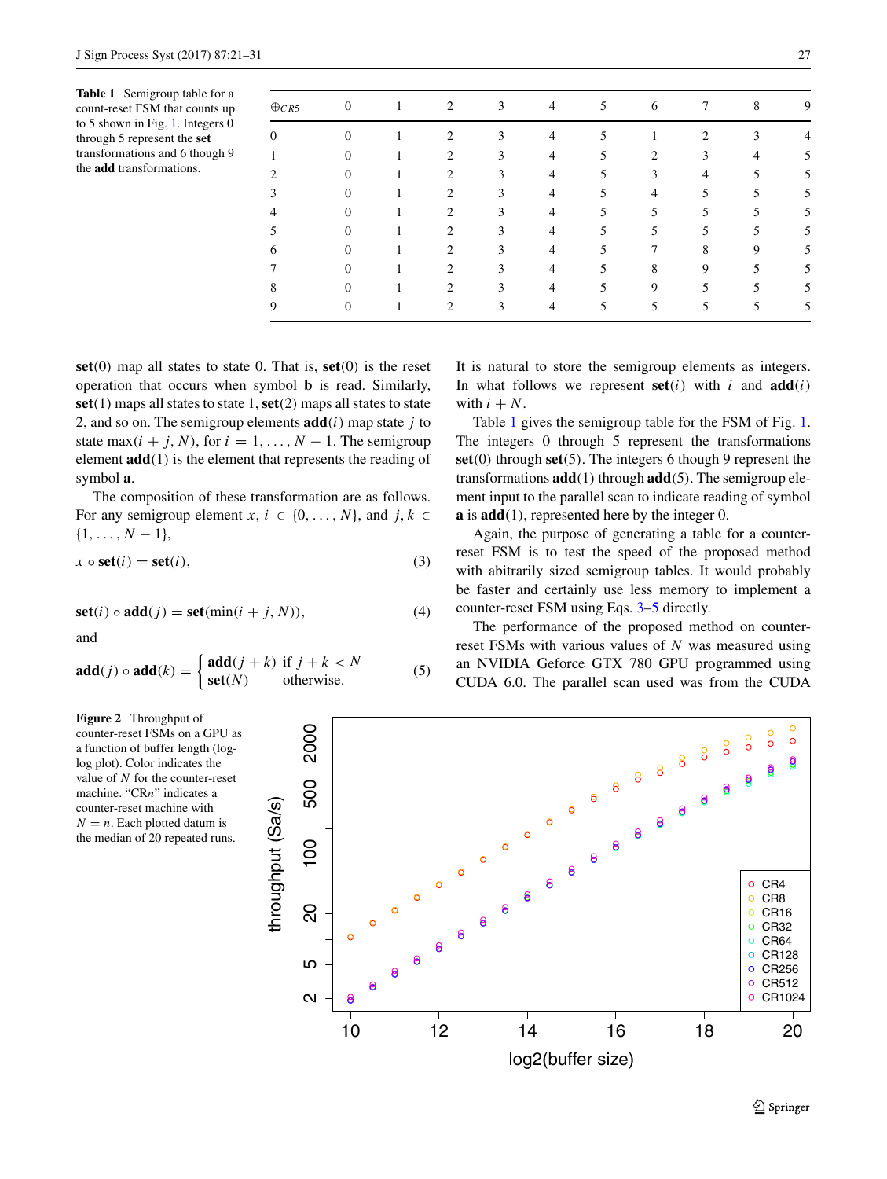**Table 1** Semigroup table for a count-reset FSM that counts up to 5 shown in Fig. 1. Integers 0 through 5 represent the **set** transformations and 6 though 9 the **add** transformations.

| $\oplus_{CR5}$ | 0 | 1 | 2 | 3 | 4 | 5 | 6 | 7 | 8 | 9 |
|---|---|---|---|---|---|---|---|---|---|---|
| 0 | 0 | 1 | 2 | 3 | 4 | 5 | 1 | 2 | 3 | 4 |
| 1 | 0 | 1 | 2 | 3 | 4 | 5 | 2 | 3 | 4 | 5 |
| 2 | 0 | 1 | 2 | 3 | 4 | 5 | 3 | 4 | 5 | 5 |
| 3 | 0 | 1 | 2 | 3 | 4 | 5 | 4 | 5 | 5 | 5 |
| 4 | 0 | 1 | 2 | 3 | 4 | 5 | 5 | 5 | 5 | 5 |
| 5 | 0 | 1 | 2 | 3 | 4 | 5 | 5 | 5 | 5 | 5 |
| 6 | 0 | 1 | 2 | 3 | 4 | 5 | 7 | 8 | 9 | 5 |
| 7 | 0 | 1 | 2 | 3 | 4 | 5 | 8 | 9 | 5 | 5 |
| 8 | 0 | 1 | 2 | 3 | 4 | 5 | 9 | 5 | 5 | 5 |
| 9 | 0 | 1 | 2 | 3 | 4 | 5 | 5 | 5 | 5 | 5 |

**set**(0) map all states to state 0. That is, **set**(0) is the reset operation that occurs when symbol **b** is read. Similarly, **set**(1) maps all states to state 1, **set**(2) maps all states to state 2, and so on. The semigroup elements **add**($i$) map state $j$ to state $\max(i + j, N)$, for $i = 1, \ldots, N - 1$. The semigroup element **add**(1) is the element that represents the reading of symbol **a**.

The composition of these transformation are as follows. For any semigroup element $x$, $i \in \{0, \ldots, N\}$, and $j, k \in \{1, \ldots, N - 1\}$,

$$x \circ \mathbf{set}(i) = \mathbf{set}(i), \tag{3}$$

$$\mathbf{set}(i) \circ \mathbf{add}(j) = \mathbf{set}(\min(i + j, N)), \tag{4}$$

and

$$\mathbf{add}(j) \circ \mathbf{add}(k) = \begin{cases} \mathbf{add}(j + k) & \text{if } j + k < N \\ \mathbf{set}(N) & \text{otherwise.} \end{cases} \tag{5}$$

It is natural to store the semigroup elements as integers. In what follows we represent **set**($i$) with $i$ and **add**($i$) with $i + N$.

Table 1 gives the semigroup table for the FSM of Fig. 1. The integers 0 through 5 represent the transformations **set**(0) through **set**(5). The integers 6 though 9 represent the transformations **add**(1) through **add**(5). The semigroup element input to the parallel scan to indicate reading of symbol **a** is **add**(1), represented here by the integer 0.

Again, the purpose of generating a table for a counter-reset FSM is to test the speed of the proposed method with abitrarily sized semigroup tables. It would probably be faster and certainly use less memory to implement a counter-reset FSM using Eqs. 3–5 directly.

The performance of the proposed method on counter-reset FSMs with various values of $N$ was measured using an NVIDIA Geforce GTX 780 GPU programmed using CUDA 6.0. The parallel scan used was from the CUDA

**Figure 2** Throughput of counter-reset FSMs on a GPU as a function of buffer length (log-log plot). Color indicates the value of $N$ for the counter-reset machine. "CR$n$" indicates a counter-reset machine with $N = n$. Each plotted datum is the median of 20 repeated runs.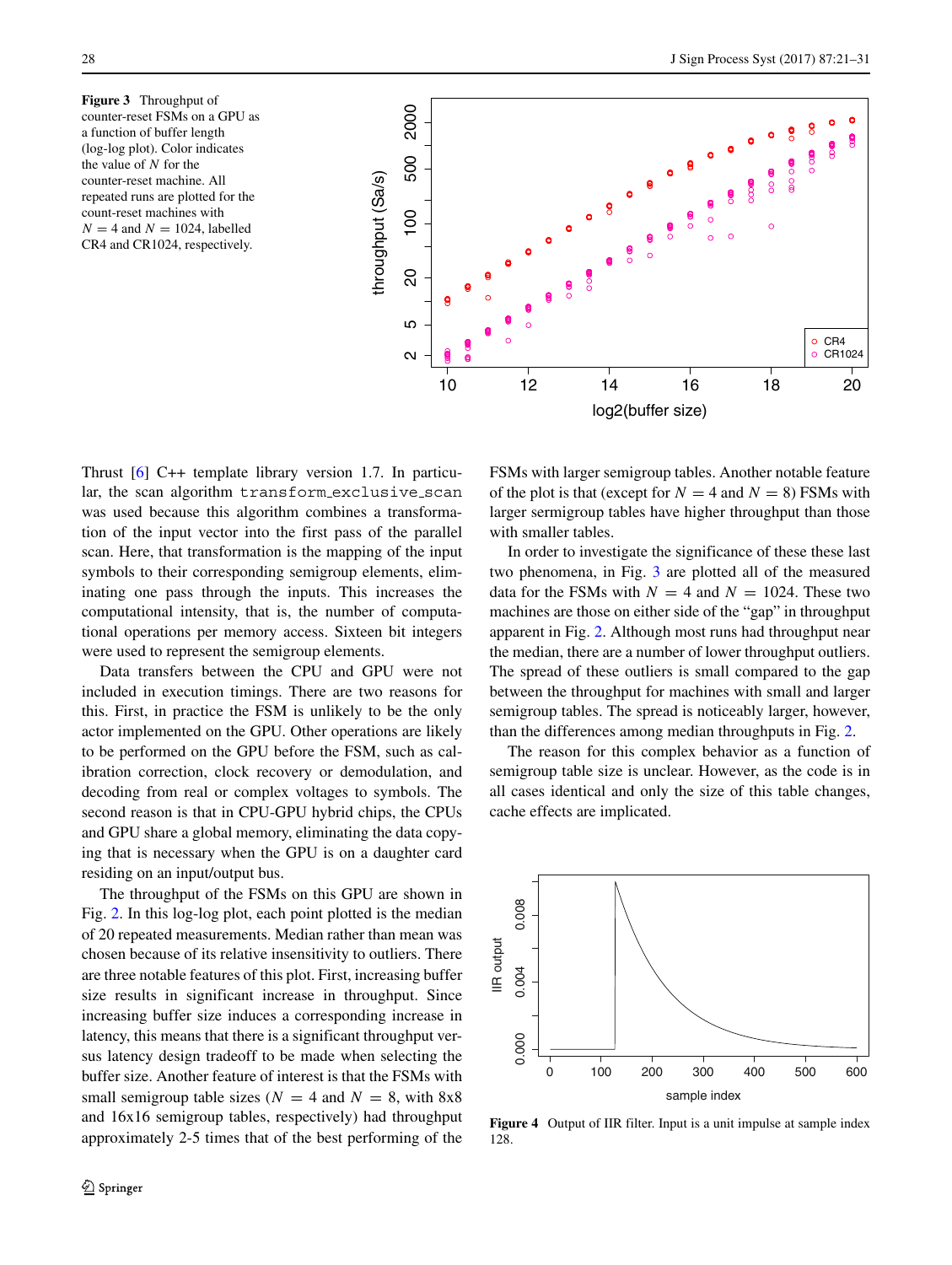**Figure 3** Throughput of counter-reset FSMs on a GPU as a function of buffer length (log-log plot). Color indicates the value of $N$ for the counter-reset machine. All repeated runs are plotted for the count-reset machines with $N = 4$ and $N = 1024$, labelled CR4 and CR1024, respectively.

Thrust [6] C++ template library version 1.7. In particular, the scan algorithm `transform_exclusive_scan` was used because this algorithm combines a transformation of the input vector into the first pass of the parallel scan. Here, that transformation is the mapping of the input symbols to their corresponding semigroup elements, eliminating one pass through the inputs. This increases the computational intensity, that is, the number of computational operations per memory access. Sixteen bit integers were used to represent the semigroup elements.

Data transfers between the CPU and GPU were not included in execution timings. There are two reasons for this. First, in practice the FSM is unlikely to be the only actor implemented on the GPU. Other operations are likely to be performed on the GPU before the FSM, such as calibration correction, clock recovery or demodulation, and decoding from real or complex voltages to symbols. The second reason is that in CPU-GPU hybrid chips, the CPUs and GPU share a global memory, eliminating the data copying that is necessary when the GPU is on a daughter card residing on an input/output bus.

The throughput of the FSMs on this GPU are shown in Fig. 2. In this log-log plot, each point plotted is the median of 20 repeated measurements. Median rather than mean was chosen because of its relative insensitivity to outliers. There are three notable features of this plot. First, increasing buffer size results in significant increase in throughput. Since increasing buffer size induces a corresponding increase in latency, this means that there is a significant throughput versus latency design tradeoff to be made when selecting the buffer size. Another feature of interest is that the FSMs with small semigroup table sizes ($N = 4$ and $N = 8$, with 8x8 and 16x16 semigroup tables, respectively) had throughput approximately 2-5 times that of the best performing of the FSMs with larger semigroup tables. Another notable feature of the plot is that (except for $N = 4$ and $N = 8$) FSMs with larger sermigroup tables have higher throughput than those with smaller tables.

In order to investigate the significance of these these last two phenomena, in Fig. 3 are plotted all of the measured data for the FSMs with $N = 4$ and $N = 1024$. These two machines are those on either side of the "gap" in throughput apparent in Fig. 2. Although most runs had throughput near the median, there are a number of lower throughput outliers. The spread of these outliers is small compared to the gap between the throughput for machines with small and larger semigroup tables. The spread is noticeably larger, however, than the differences among median throughputs in Fig. 2.

The reason for this complex behavior as a function of semigroup table size is unclear. However, as the code is in all cases identical and only the size of this table changes, cache effects are implicated.

**Figure 4** Output of IIR filter. Input is a unit impulse at sample index 128.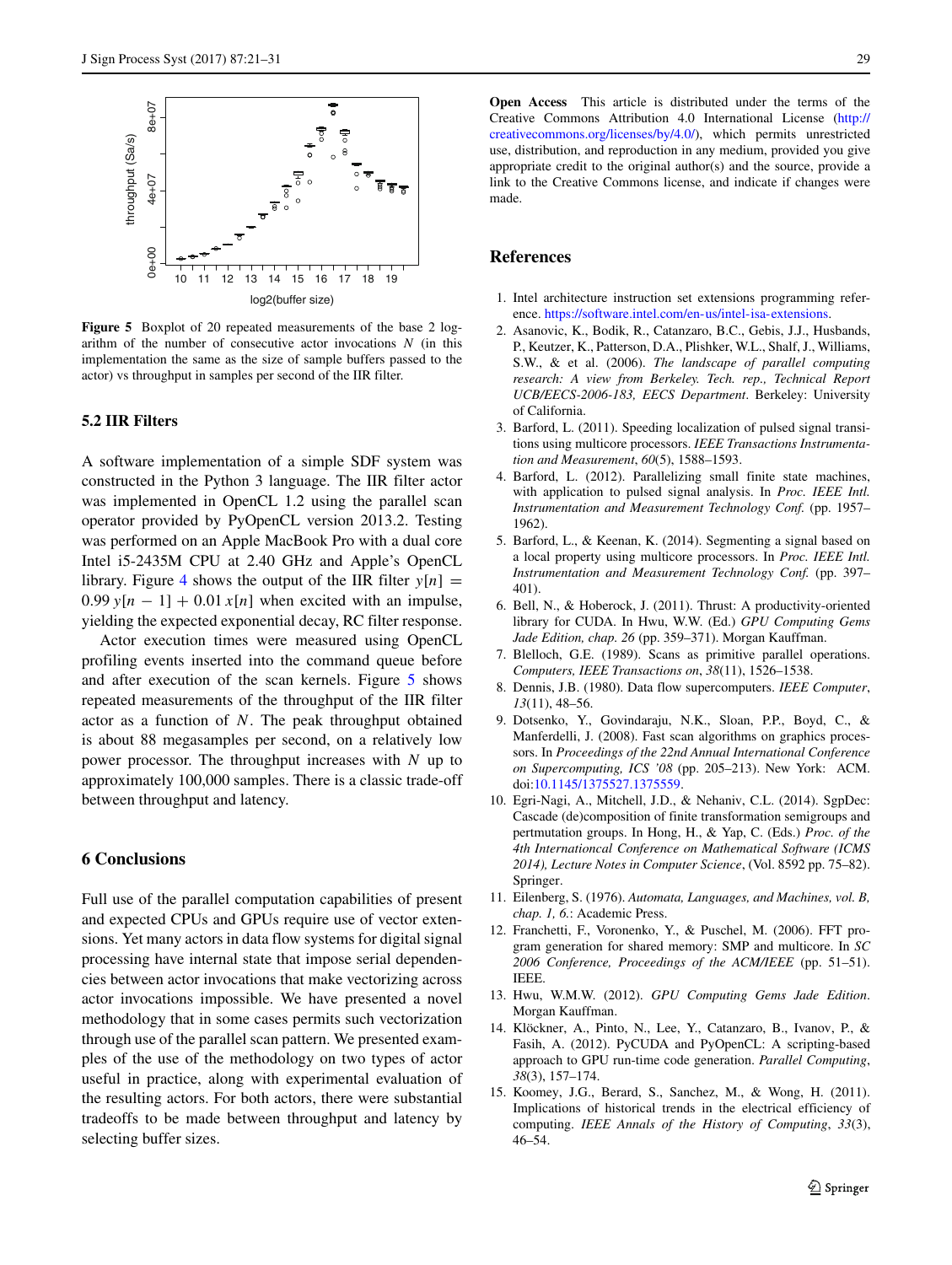Figure 5 Boxplot of 20 repeated measurements of the base 2 logarithm of the number of consecutive actor invocations $N$ (in this implementation the same as the size of sample buffers passed to the actor) vs throughput in samples per second of the IIR filter.

### 5.2 IIR Filters

A software implementation of a simple SDF system was constructed in the Python 3 language. The IIR filter actor was implemented in OpenCL 1.2 using the parallel scan operator provided by PyOpenCL version 2013.2. Testing was performed on an Apple MacBook Pro with a dual core Intel i5-2435M CPU at 2.40 GHz and Apple's OpenCL library. Figure 4 shows the output of the IIR filter $y[n] = 0.99\,y[n-1] + 0.01\,x[n]$ when excited with an impulse, yielding the expected exponential decay, RC filter response.

Actor execution times were measured using OpenCL profiling events inserted into the command queue before and after execution of the scan kernels. Figure 5 shows repeated measurements of the throughput of the IIR filter actor as a function of $N$. The peak throughput obtained is about 88 megasamples per second, on a relatively low power processor. The throughput increases with $N$ up to approximately 100,000 samples. There is a classic trade-off between throughput and latency.

## 6 Conclusions

Full use of the parallel computation capabilities of present and expected CPUs and GPUs require use of vector extensions. Yet many actors in data flow systems for digital signal processing have internal state that impose serial dependencies between actor invocations that make vectorizing across actor invocations impossible. We have presented a novel methodology that in some cases permits such vectorization through use of the parallel scan pattern. We presented examples of the use of the methodology on two types of actor useful in practice, along with experimental evaluation of the resulting actors. For both actors, there were substantial tradeoffs to be made between throughput and latency by selecting buffer sizes.

**Open Access** This article is distributed under the terms of the Creative Commons Attribution 4.0 International License (http://creativecommons.org/licenses/by/4.0/), which permits unrestricted use, distribution, and reproduction in any medium, provided you give appropriate credit to the original author(s) and the source, provide a link to the Creative Commons license, and indicate if changes were made.

## References

1. Intel architecture instruction set extensions programming reference. https://software.intel.com/en-us/intel-isa-extensions.
2. Asanovic, K., Bodik, R., Catanzaro, B.C., Gebis, J.J., Husbands, P., Keutzer, K., Patterson, D.A., Plishker, W.L., Shalf, J., Williams, S.W., & et al. (2006). *The landscape of parallel computing research: A view from Berkeley. Tech. rep., Technical Report UCB/EECS-2006-183, EECS Department*. Berkeley: University of California.
3. Barford, L. (2011). Speeding localization of pulsed signal transitions using multicore processors. *IEEE Transactions Instrumentation and Measurement*, *60*(5), 1588–1593.
4. Barford, L. (2012). Parallelizing small finite state machines, with application to pulsed signal analysis. In *Proc. IEEE Intl. Instrumentation and Measurement Technology Conf.* (pp. 1957–1962).
5. Barford, L., & Keenan, K. (2014). Segmenting a signal based on a local property using multicore processors. In *Proc. IEEE Intl. Instrumentation and Measurement Technology Conf.* (pp. 397–401).
6. Bell, N., & Hoberock, J. (2011). Thrust: A productivity-oriented library for CUDA. In Hwu, W.W. (Ed.) *GPU Computing Gems Jade Edition, chap. 26* (pp. 359–371). Morgan Kauffman.
7. Blelloch, G.E. (1989). Scans as primitive parallel operations. *Computers, IEEE Transactions on*, *38*(11), 1526–1538.
8. Dennis, J.B. (1980). Data flow supercomputers. *IEEE Computer*, *13*(11), 48–56.
9. Dotsenko, Y., Govindaraju, N.K., Sloan, P.P., Boyd, C., & Manferdelli, J. (2008). Fast scan algorithms on graphics processors. In *Proceedings of the 22nd Annual International Conference on Supercomputing, ICS '08* (pp. 205–213). New York: ACM. doi:10.1145/1375527.1375559.
10. Egri-Nagi, A., Mitchell, J.D., & Nehaniv, C.L. (2014). SgpDec: Cascade (de)composition of finite transformation semigroups and pertmutation groups. In Hong, H., & Yap, C. (Eds.) *Proc. of the 4th Internationcal Conference on Mathematical Software (ICMS 2014), Lecture Notes in Computer Science*, (Vol. 8592 pp. 75–82). Springer.
11. Eilenberg, S. (1976). *Automata, Languages, and Machines, vol. B, chap. 1, 6.*: Academic Press.
12. Franchetti, F., Voronenko, Y., & Puschel, M. (2006). FFT program generation for shared memory: SMP and multicore. In *SC 2006 Conference, Proceedings of the ACM/IEEE* (pp. 51–51). IEEE.
13. Hwu, W.M.W. (2012). *GPU Computing Gems Jade Edition*. Morgan Kauffman.
14. Klöckner, A., Pinto, N., Lee, Y., Catanzaro, B., Ivanov, P., & Fasih, A. (2012). PyCUDA and PyOpenCL: A scripting-based approach to GPU run-time code generation. *Parallel Computing*, *38*(3), 157–174.
15. Koomey, J.G., Berard, S., Sanchez, M., & Wong, H. (2011). Implications of historical trends in the electrical efficiency of computing. *IEEE Annals of the History of Computing*, *33*(3), 46–54.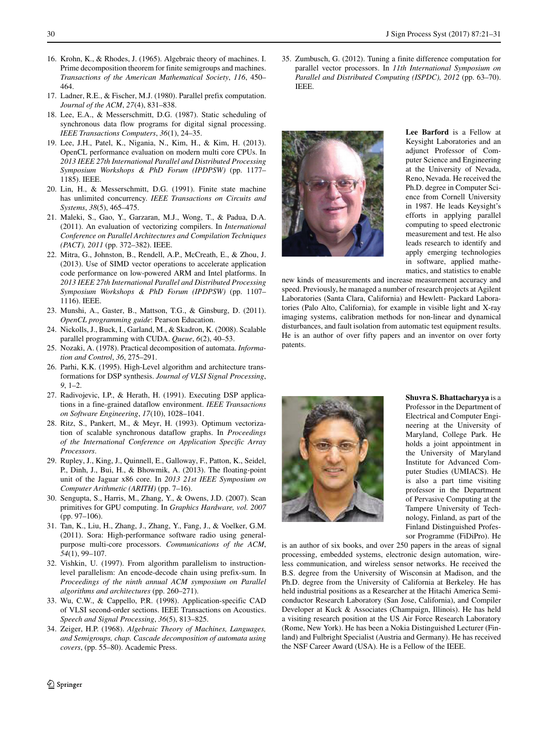16. Krohn, K., & Rhodes, J. (1965). Algebraic theory of machines. I. Prime decomposition theorem for finite semigroups and machines. *Transactions of the American Mathematical Society*, *116*, 450–464.
17. Ladner, R.E., & Fischer, M.J. (1980). Parallel prefix computation. *Journal of the ACM*, *27*(4), 831–838.
18. Lee, E.A., & Messerschmitt, D.G. (1987). Static scheduling of synchronous data flow programs for digital signal processing. *IEEE Transactions Computers*, *36*(1), 24–35.
19. Lee, J.H., Patel, K., Nigania, N., Kim, H., & Kim, H. (2013). OpenCL performance evaluation on modern multi core CPUs. In *2013 IEEE 27th International Parallel and Distributed Processing Symposium Workshops & PhD Forum (IPDPSW)* (pp. 1177–1185). IEEE.
20. Lin, H., & Messerschmitt, D.G. (1991). Finite state machine has unlimited concurrency. *IEEE Transactions on Circuits and Systems*, *38*(5), 465–475.
21. Maleki, S., Gao, Y., Garzaran, M.J., Wong, T., & Padua, D.A. (2011). An evaluation of vectorizing compilers. In *International Conference on Parallel Architectures and Compilation Techniques (PACT), 2011* (pp. 372–382). IEEE.
22. Mitra, G., Johnston, B., Rendell, A.P., McCreath, E., & Zhou, J. (2013). Use of SIMD vector operations to accelerate application code performance on low-powered ARM and Intel platforms. In *2013 IEEE 27th International Parallel and Distributed Processing Symposium Workshops & PhD Forum (IPDPSW)* (pp. 1107–1116). IEEE.
23. Munshi, A., Gaster, B., Mattson, T.G., & Ginsburg, D. (2011). *OpenCL programming guide*: Pearson Education.
24. Nickolls, J., Buck, I., Garland, M., & Skadron, K. (2008). Scalable parallel programming with CUDA. *Queue*, *6*(2), 40–53.
25. Nozaki, A. (1978). Practical decomposition of automata. *Information and Control*, *36*, 275–291.
26. Parhi, K.K. (1995). High-Level algorithm and architecture transformations for DSP synthesis. *Journal of VLSI Signal Processing*, *9*, 1–2.
27. Radivojevic, I.P., & Herath, H. (1991). Executing DSP applications in a fine-grained dataflow environment. *IEEE Transactions on Software Engineering*, *17*(10), 1028–1041.
28. Ritz, S., Pankert, M., & Meyr, H. (1993). Optimum vectorization of scalable synchronous dataflow graphs. In *Proceedings of the International Conference on Application Specific Array Processors*.
29. Rupley, J., King, J., Quinnell, E., Galloway, F., Patton, K., Seidel, P., Dinh, J., Bui, H., & Bhowmik, A. (2013). The floating-point unit of the Jaguar x86 core. In *2013 21st IEEE Symposium on Computer Arithmetic (ARITH)* (pp. 7–16).
30. Sengupta, S., Harris, M., Zhang, Y., & Owens, J.D. (2007). Scan primitives for GPU computing. In *Graphics Hardware, vol. 2007* (pp. 97–106).
31. Tan, K., Liu, H., Zhang, J., Zhang, Y., Fang, J., & Voelker, G.M. (2011). Sora: High-performance software radio using general-purpose multi-core processors. *Communications of the ACM*, *54*(1), 99–107.
32. Vishkin, U. (1997). From algorithm parallelism to instruction-level parallelism: An encode-decode chain using prefix-sum. In *Proceedings of the ninth annual ACM symposium on Parallel algorithms and architectures* (pp. 260–271).
33. Wu, C.W., & Cappello, P.R. (1998). Application-specific CAD of VLSI second-order sections. IEEE Transactions on Acoustics. *Speech and Signal Processing*, *36*(5), 813–825.
34. Zeiger, H.P. (1968). *Algebraic Theory of Machines, Languages, and Semigroups, chap. Cascade decomposition of automata using covers*, (pp. 55–80). Academic Press.
35. Zumbusch, G. (2012). Tuning a finite difference computation for parallel vector processors. In *11th International Symposium on Parallel and Distributed Computing (ISPDC), 2012* (pp. 63–70). IEEE.

**Lee Barford** is a Fellow at Keysight Laboratories and an adjunct Professor of Computer Science and Engineering at the University of Nevada, Reno, Nevada. He received the Ph.D. degree in Computer Science from Cornell University in 1987. He leads Keysight's efforts in applying parallel computing to speed electronic measurement and test. He also leads research to identify and apply emerging technologies in software, applied mathematics, and statistics to enable new kinds of measurements and increase measurement accuracy and speed. Previously, he managed a number of research projects at Agilent Laboratories (Santa Clara, California) and Hewlett- Packard Laboratories (Palo Alto, California), for example in visible light and X-ray imaging systems, calibration methods for non-linear and dynamical disturbances, and fault isolation from automatic test equipment results. He is an author of over fifty papers and an inventor on over forty patents.

**Shuvra S. Bhattacharyya** is a Professor in the Department of Electrical and Computer Engineering at the University of Maryland, College Park. He holds a joint appointment in the University of Maryland Institute for Advanced Computer Studies (UMIACS). He is also a part time visiting professor in the Department of Pervasive Computing at the Tampere University of Technology, Finland, as part of the Finland Distinguished Professor Programme (FiDiPro). He is an author of six books, and over 250 papers in the areas of signal processing, embedded systems, electronic design automation, wireless communication, and wireless sensor networks. He received the B.S. degree from the University of Wisconsin at Madison, and the Ph.D. degree from the University of California at Berkeley. He has held industrial positions as a Researcher at the Hitachi America Semiconductor Research Laboratory (San Jose, California), and Compiler Developer at Kuck & Associates (Champaign, Illinois). He has held a visiting research position at the US Air Force Research Laboratory (Rome, New York). He has been a Nokia Distinguished Lecturer (Finland) and Fulbright Specialist (Austria and Germany). He has received the NSF Career Award (USA). He is a Fellow of the IEEE.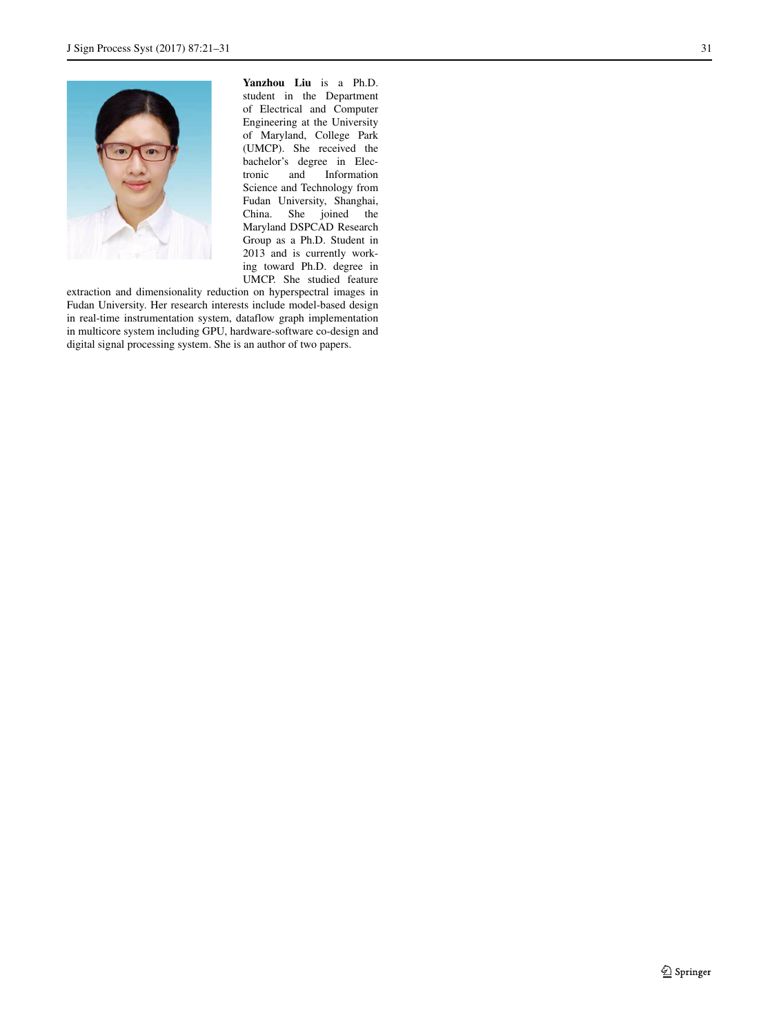**Yanzhou Liu** is a Ph.D. student in the Department of Electrical and Computer Engineering at the University of Maryland, College Park (UMCP). She received the bachelor's degree in Electronic and Information Science and Technology from Fudan University, Shanghai, China. She joined the Maryland DSPCAD Research Group as a Ph.D. Student in 2013 and is currently working toward Ph.D. degree in UMCP. She studied feature extraction and dimensionality reduction on hyperspectral images in Fudan University. Her research interests include model-based design in real-time instrumentation system, dataflow graph implementation in multicore system including GPU, hardware-software co-design and digital signal processing system. She is an author of two papers.